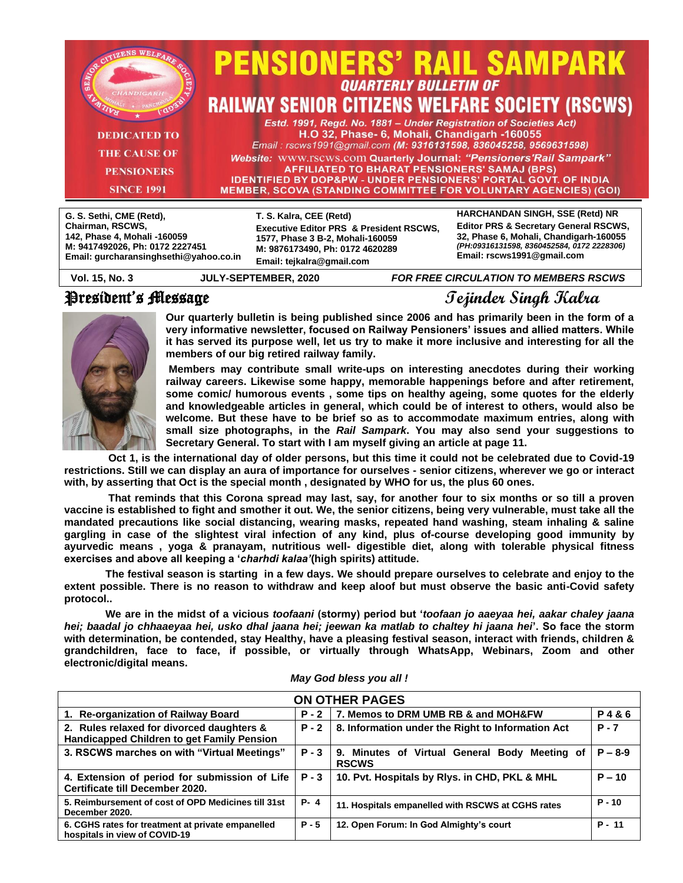# PENSIONERS' RAIL SAMPARK

## QUARTERLY BULLETIN OF RAILWAY SENIOR CITIZENS WELFARE SOCIETY (RSCWS)

*Estd. 1991, Regd. No. 1881 – Under Registration of Societies Act)*
H.O 32, Phase- 6, Mohali, Chandigarh -160055
*Email : rscws1991@gmail.com (M: 9316131598, 836045258, 9569631598)*
*Website:* www.rscws.com Quarterly Journal: *"Pensioners'Rail Sampark"*
AFFILIATED TO BHARAT PENSIONERS' SAMAJ (BPS)
IDENTIFIED BY DOP&PW - UNDER PENSIONERS' PORTAL GOVT. OF INDIA
MEMBER, SCOVA (STANDING COMMITTEE FOR VOLUNTARY AGENCIES) (GOI)

DEDICATED TO THE CAUSE OF PENSIONERS SINCE 1991

**G. S. Sethi, CME (Retd),**
**Chairman, RSCWS,**
**142, Phase 4, Mohali -160059**
**M: 9417492026, Ph: 0172 2227451**
**Email: gurcharansinghsethi@yahoo.co.in**

**T. S. Kalra, CEE (Retd)**
**Executive Editor PRS & President RSCWS,**
**1577, Phase 3 B-2, Mohali-160059**
**M: 9876173490, Ph: 0172 4620289**
**Email: tejkalra@gmail.com**

**HARCHANDAN SINGH, SSE (Retd) NR**
**Editor PRS & Secretary General RSCWS,**
**32, Phase 6, Mohali, Chandigarh-160055**
***(PH:09316131598, 8360452584, 0172 2228306)***
**Email: rscws1991@gmail.com**

**Vol. 15, No. 3** | **JULY-SEPTEMBER, 2020** | ***FOR FREE CIRCULATION TO MEMBERS RSCWS***

## President's Message — *Tejinder Singh Kalra*

**Our quarterly bulletin is being published since 2006 and has primarily been in the form of a very informative newsletter, focused on Railway Pensioners' issues and allied matters. While it has served its purpose well, let us try to make it more inclusive and interesting for all the members of our big retired railway family.**

**Members may contribute small write-ups on interesting anecdotes during their working railway careers. Likewise some happy, memorable happenings before and after retirement, some comic/ humorous events , some tips on healthy ageing, some quotes for the elderly and knowledgeable articles in general, which could be of interest to others, would also be welcome. But these have to be brief so as to accommodate maximum entries, along with small size photographs, in the *Rail Sampark*. You may also send your suggestions to Secretary General. To start with I am myself giving an article at page 11.**

**Oct 1, is the international day of older persons, but this time it could not be celebrated due to Covid-19 restrictions. Still we can display an aura of importance for ourselves - senior citizens, wherever we go or interact with, by asserting that Oct is the special month , designated by WHO for us, the plus 60 ones.**

**That reminds that this Corona spread may last, say, for another four to six months or so till a proven vaccine is established to fight and smother it out. We, the senior citizens, being very vulnerable, must take all the mandated precautions like social distancing, wearing masks, repeated hand washing, steam inhaling & saline gargling in case of the slightest viral infection of any kind, plus of-course developing good immunity by ayurvedic means , yoga & pranayam, nutritious well- digestible diet, along with tolerable physical fitness exercises and above all keeping a '*charhdi kalaa*'(high spirits) attitude.**

**The festival season is starting in a few days. We should prepare ourselves to celebrate and enjoy to the extent possible. There is no reason to withdraw and keep aloof but must observe the basic anti-Covid safety protocol..**

**We are in the midst of a vicious *toofaani* (stormy) period but '*toofaan jo aaeyaa hei, aakar chaley jaana hei; baadal jo chhaaeyaa hei, usko dhal jaana hei; jeewan ka matlab to chaltey hi jaana hei*'. So face the storm with determination, be contended, stay Healthy, have a pleasing festival season, interact with friends, children & grandchildren, face to face, if possible, or virtually through WhatsApp, Webinars, Zoom and other electronic/digital means.**

***May God bless you all !***

| ON OTHER PAGES | | | |
|---|---|---|---|
| 1. Re-organization of Railway Board | P - 2 | 7. Memos to DRM UMB RB & and MOH&FW | P 4 & 6 |
| 2. Rules relaxed for divorced daughters & Handicapped Children to get Family Pension | P - 2 | 8. Information under the Right to Information Act | P - 7 |
| 3. RSCWS marches on with "Virtual Meetings" | P - 3 | 9. Minutes of Virtual General Body Meeting of RSCWS | P – 8-9 |
| 4. Extension of period for submission of Life Certificate till December 2020. | P - 3 | 10. Pvt. Hospitals by Rlys. in CHD, PKL & MHL | P – 10 |
| 5. Reimbursement of cost of OPD Medicines till 31st December 2020. | P- 4 | 11. Hospitals empanelled with RSCWS at CGHS rates | P - 10 |
| 6. CGHS rates for treatment at private empanelled hospitals in view of COVID-19 | P - 5 | 12. Open Forum: In God Almighty's court | P - 11 |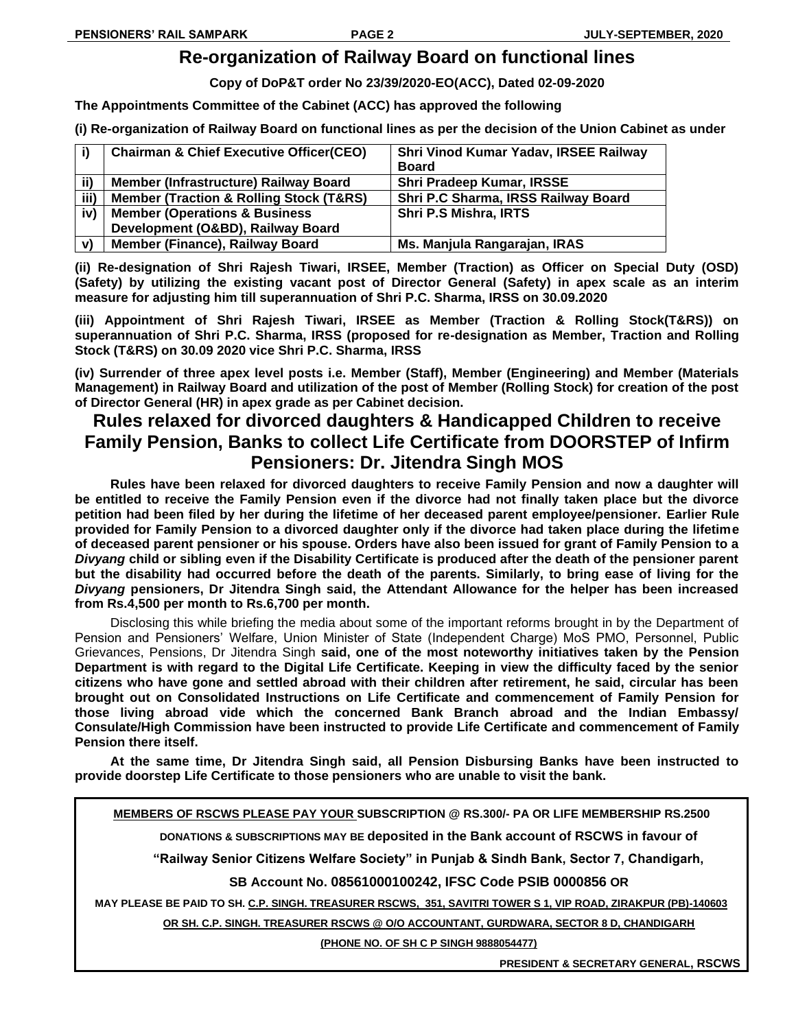# Re-organization of Railway Board on functional lines

**Copy of DoP&T order No 23/39/2020-EO(ACC), Dated 02-09-2020**

**The Appointments Committee of the Cabinet (ACC) has approved the following**

**(i) Re-organization of Railway Board on functional lines as per the decision of the Union Cabinet as under**

| i) | Chairman & Chief Executive Officer(CEO) | Shri Vinod Kumar Yadav, IRSEE Railway Board |
|---|---|---|
| ii) | Member (Infrastructure) Railway Board | Shri Pradeep Kumar, IRSSE |
| iii) | Member (Traction & Rolling Stock (T&RS) | Shri P.C Sharma, IRSS Railway Board |
| iv) | Member (Operations & Business Development (O&BD), Railway Board | Shri P.S Mishra, IRTS |
| v) | Member (Finance), Railway Board | Ms. Manjula Rangarajan, IRAS |

**(ii) Re-designation of Shri Rajesh Tiwari, IRSEE, Member (Traction) as Officer on Special Duty (OSD) (Safety) by utilizing the existing vacant post of Director General (Safety) in apex scale as an interim measure for adjusting him till superannuation of Shri P.C. Sharma, IRSS on 30.09.2020**

**(iii) Appointment of Shri Rajesh Tiwari, IRSEE as Member (Traction & Rolling Stock(T&RS)) on superannuation of Shri P.C. Sharma, IRSS (proposed for re-designation as Member, Traction and Rolling Stock (T&RS) on 30.09 2020 vice Shri P.C. Sharma, IRSS**

**(iv) Surrender of three apex level posts i.e. Member (Staff), Member (Engineering) and Member (Materials Management) in Railway Board and utilization of the post of Member (Rolling Stock) for creation of the post of Director General (HR) in apex grade as per Cabinet decision.**

# Rules relaxed for divorced daughters & Handicapped Children to receive Family Pension, Banks to collect Life Certificate from DOORSTEP of Infirm Pensioners: Dr. Jitendra Singh MOS

**Rules have been relaxed for divorced daughters to receive Family Pension and now a daughter will be entitled to receive the Family Pension even if the divorce had not finally taken place but the divorce petition had been filed by her during the lifetime of her deceased parent employee/pensioner. Earlier Rule provided for Family Pension to a divorced daughter only if the divorce had taken place during the lifetime of deceased parent pensioner or his spouse. Orders have also been issued for grant of Family Pension to a *Divyang* child or sibling even if the Disability Certificate is produced after the death of the pensioner parent but the disability had occurred before the death of the parents. Similarly, to bring ease of living for the *Divyang* pensioners, Dr Jitendra Singh said, the Attendant Allowance for the helper has been increased from Rs.4,500 per month to Rs.6,700 per month.**

Disclosing this while briefing the media about some of the important reforms brought in by the Department of Pension and Pensioners' Welfare, Union Minister of State (Independent Charge) MoS PMO, Personnel, Public Grievances, Pensions, Dr Jitendra Singh **said, one of the most noteworthy initiatives taken by the Pension Department is with regard to the Digital Life Certificate. Keeping in view the difficulty faced by the senior citizens who have gone and settled abroad with their children after retirement, he said, circular has been brought out on Consolidated Instructions on Life Certificate and commencement of Family Pension for those living abroad vide which the concerned Bank Branch abroad and the Indian Embassy/ Consulate/High Commission have been instructed to provide Life Certificate and commencement of Family Pension there itself.**

**At the same time, Dr Jitendra Singh said, all Pension Disbursing Banks have been instructed to provide doorstep Life Certificate to those pensioners who are unable to visit the bank.**

---

**MEMBERS OF RSCWS PLEASE PAY YOUR SUBSCRIPTION @ RS.300/- PA OR LIFE MEMBERSHIP RS.2500**

**DONATIONS & SUBSCRIPTIONS MAY BE deposited in the Bank account of RSCWS in favour of**

**"Railway Senior Citizens Welfare Society" in Punjab & Sindh Bank, Sector 7, Chandigarh,**

**SB Account No. 08561000100242, IFSC Code PSIB 0000856 OR**

**MAY PLEASE BE PAID TO SH. C.P. SINGH. TREASURER RSCWS, 351, SAVITRI TOWER S 1, VIP ROAD, ZIRAKPUR (PB)-140603**

**OR SH. C.P. SINGH. TREASURER RSCWS @ O/O ACCOUNTANT, GURDWARA, SECTOR 8 D, CHANDIGARH**

**(PHONE NO. OF SH C P SINGH 9888054477)**

**PRESIDENT & SECRETARY GENERAL, RSCWS**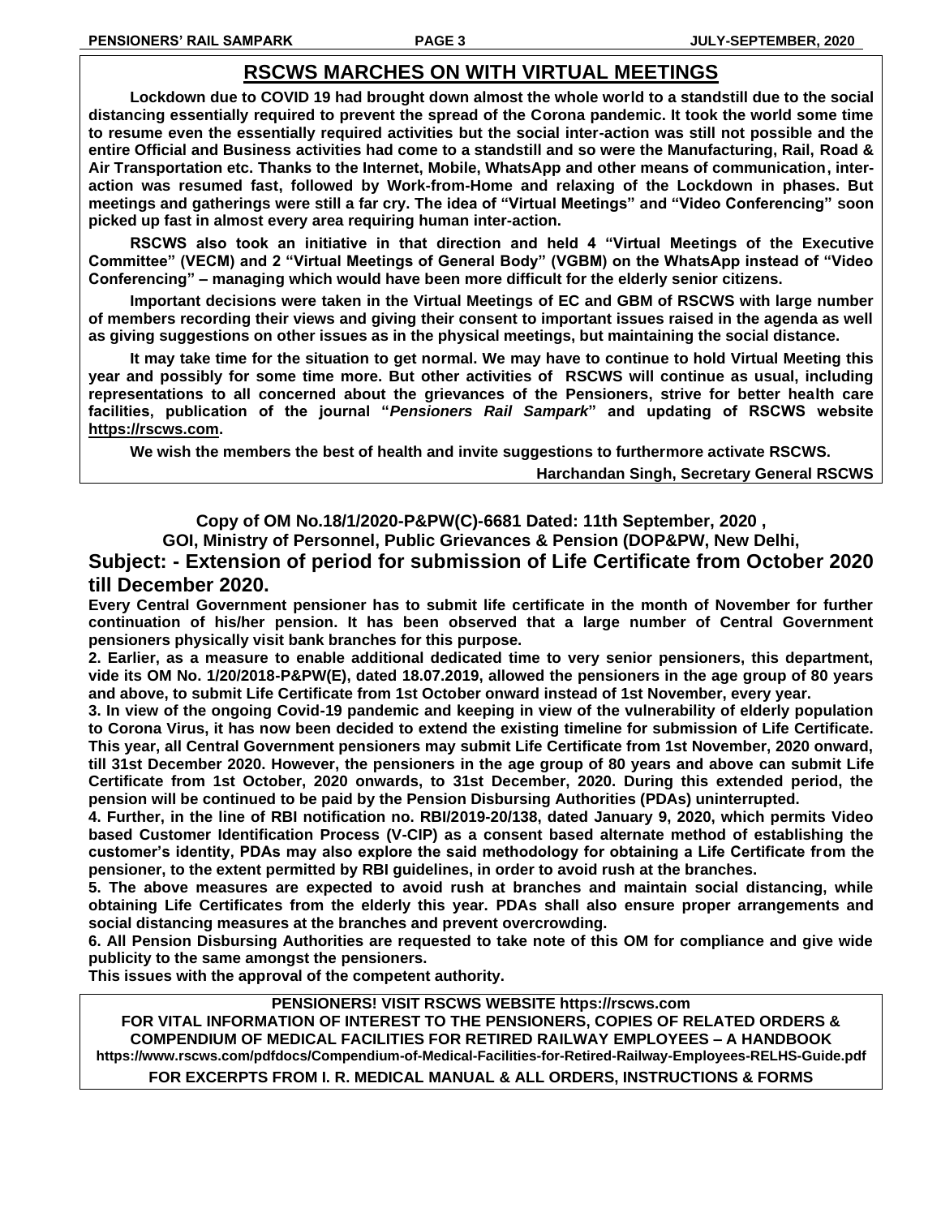## RSCWS MARCHES ON WITH VIRTUAL MEETINGS

**Lockdown due to COVID 19 had brought down almost the whole world to a standstill due to the social distancing essentially required to prevent the spread of the Corona pandemic. It took the world some time to resume even the essentially required activities but the social inter-action was still not possible and the entire Official and Business activities had come to a standstill and so were the Manufacturing, Rail, Road & Air Transportation etc. Thanks to the Internet, Mobile, WhatsApp and other means of communication, inter-action was resumed fast, followed by Work-from-Home and relaxing of the Lockdown in phases. But meetings and gatherings were still a far cry. The idea of "Virtual Meetings" and "Video Conferencing" soon picked up fast in almost every area requiring human inter-action.**

**RSCWS also took an initiative in that direction and held 4 "Virtual Meetings of the Executive Committee" (VECM) and 2 "Virtual Meetings of General Body" (VGBM) on the WhatsApp instead of "Video Conferencing" – managing which would have been more difficult for the elderly senior citizens.**

**Important decisions were taken in the Virtual Meetings of EC and GBM of RSCWS with large number of members recording their views and giving their consent to important issues raised in the agenda as well as giving suggestions on other issues as in the physical meetings, but maintaining the social distance.**

**It may take time for the situation to get normal. We may have to continue to hold Virtual Meeting this year and possibly for some time more. But other activities of RSCWS will continue as usual, including representations to all concerned about the grievances of the Pensioners, strive for better health care facilities, publication of the journal "*Pensioners Rail Sampark*" and updating of RSCWS website https://rscws.com.**

**We wish the members the best of health and invite suggestions to furthermore activate RSCWS.**

**Harchandan Singh, Secretary General RSCWS**

---

**Copy of OM No.18/1/2020-P&PW(C)-6681 Dated: 11th September, 2020 ,**
**GOI, Ministry of Personnel, Public Grievances & Pension (DOP&PW, New Delhi,**

### Subject: - Extension of period for submission of Life Certificate from October 2020 till December 2020.

**Every Central Government pensioner has to submit life certificate in the month of November for further continuation of his/her pension. It has been observed that a large number of Central Government pensioners physically visit bank branches for this purpose.**

**2. Earlier, as a measure to enable additional dedicated time to very senior pensioners, this department, vide its OM No. 1/20/2018-P&PW(E), dated 18.07.2019, allowed the pensioners in the age group of 80 years and above, to submit Life Certificate from 1st October onward instead of 1st November, every year.**

**3. In view of the ongoing Covid-19 pandemic and keeping in view of the vulnerability of elderly population to Corona Virus, it has now been decided to extend the existing timeline for submission of Life Certificate. This year, all Central Government pensioners may submit Life Certificate from 1st November, 2020 onward, till 31st December 2020. However, the pensioners in the age group of 80 years and above can submit Life Certificate from 1st October, 2020 onwards, to 31st December, 2020. During this extended period, the pension will be continued to be paid by the Pension Disbursing Authorities (PDAs) uninterrupted.**

**4. Further, in the line of RBI notification no. RBI/2019-20/138, dated January 9, 2020, which permits Video based Customer Identification Process (V-CIP) as a consent based alternate method of establishing the customer's identity, PDAs may also explore the said methodology for obtaining a Life Certificate from the pensioner, to the extent permitted by RBI guidelines, in order to avoid rush at the branches.**

**5. The above measures are expected to avoid rush at branches and maintain social distancing, while obtaining Life Certificates from the elderly this year. PDAs shall also ensure proper arrangements and social distancing measures at the branches and prevent overcrowding.**

**6. All Pension Disbursing Authorities are requested to take note of this OM for compliance and give wide publicity to the same amongst the pensioners.**

**This issues with the approval of the competent authority.**

---

**PENSIONERS! VISIT RSCWS WEBSITE https://rscws.com**
**FOR VITAL INFORMATION OF INTEREST TO THE PENSIONERS, COPIES OF RELATED ORDERS & COMPENDIUM OF MEDICAL FACILITIES FOR RETIRED RAILWAY EMPLOYEES – A HANDBOOK**
**https://www.rscws.com/pdfdocs/Compendium-of-Medical-Facilities-for-Retired-Railway-Employees-RELHS-Guide.pdf**
**FOR EXCERPTS FROM I. R. MEDICAL MANUAL & ALL ORDERS, INSTRUCTIONS & FORMS**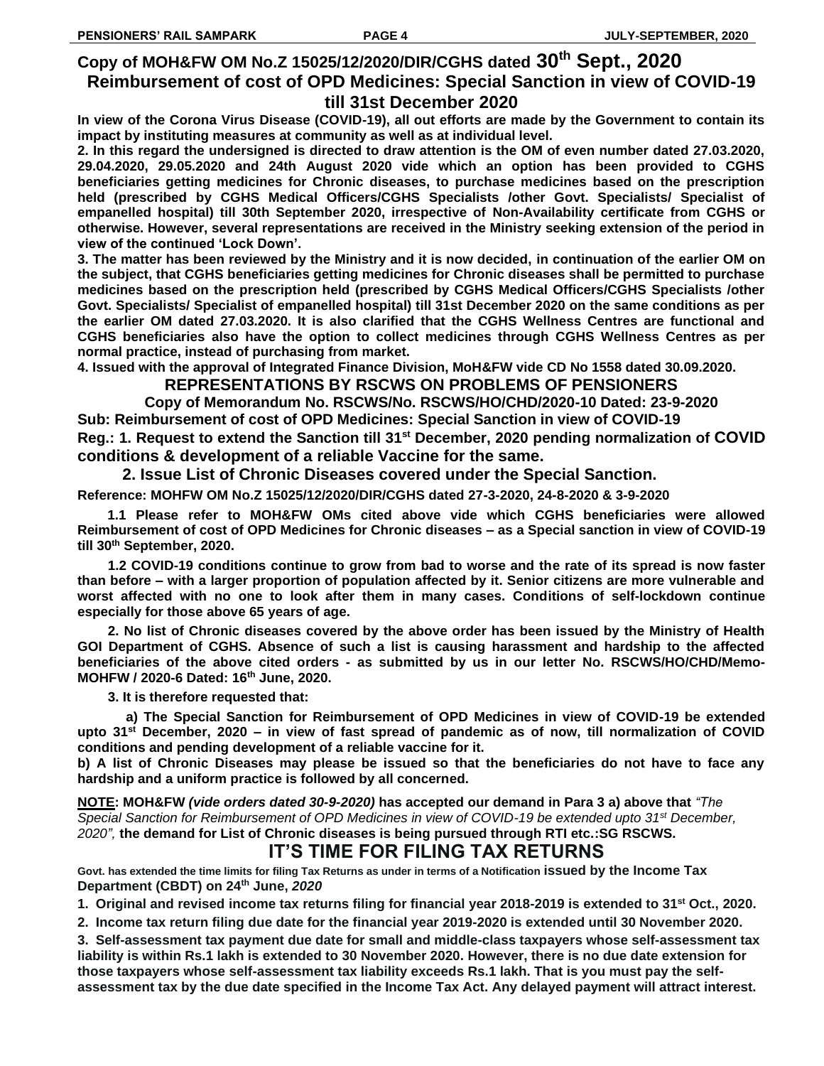## Copy of MOH&FW OM No.Z 15025/12/2020/DIR/CGHS dated 30th Sept., 2020

## Reimbursement of cost of OPD Medicines: Special Sanction in view of COVID-19 till 31st December 2020

**In view of the Corona Virus Disease (COVID-19), all out efforts are made by the Government to contain its impact by instituting measures at community as well as at individual level.**

**2. In this regard the undersigned is directed to draw attention is the OM of even number dated 27.03.2020, 29.04.2020, 29.05.2020 and 24th August 2020 vide which an option has been provided to CGHS beneficiaries getting medicines for Chronic diseases, to purchase medicines based on the prescription held (prescribed by CGHS Medical Officers/CGHS Specialists /other Govt. Specialists/ Specialist of empanelled hospital) till 30th September 2020, irrespective of Non-Availability certificate from CGHS or otherwise. However, several representations are received in the Ministry seeking extension of the period in view of the continued 'Lock Down'.**

**3. The matter has been reviewed by the Ministry and it is now decided, in continuation of the earlier OM on the subject, that CGHS beneficiaries getting medicines for Chronic diseases shall be permitted to purchase medicines based on the prescription held (prescribed by CGHS Medical Officers/CGHS Specialists /other Govt. Specialists/ Specialist of empanelled hospital) till 31st December 2020 on the same conditions as per the earlier OM dated 27.03.2020. It is also clarified that the CGHS Wellness Centres are functional and CGHS beneficiaries also have the option to collect medicines through CGHS Wellness Centres as per normal practice, instead of purchasing from market.**

**4. Issued with the approval of Integrated Finance Division, MoH&FW vide CD No 1558 dated 30.09.2020.**

## REPRESENTATIONS BY RSCWS ON PROBLEMS OF PENSIONERS

### Copy of Memorandum No. RSCWS/No. RSCWS/HO/CHD/2020-10 Dated: 23-9-2020

**Sub: Reimbursement of cost of OPD Medicines: Special Sanction in view of COVID-19**

**Reg.: 1. Request to extend the Sanction till 31st December, 2020 pending normalization of COVID conditions & development of a reliable Vaccine for the same.**

**2. Issue List of Chronic Diseases covered under the Special Sanction.**

**Reference: MOHFW OM No.Z 15025/12/2020/DIR/CGHS dated 27-3-2020, 24-8-2020 & 3-9-2020**

**1.1 Please refer to MOH&FW OMs cited above vide which CGHS beneficiaries were allowed Reimbursement of cost of OPD Medicines for Chronic diseases – as a Special sanction in view of COVID-19 till 30th September, 2020.**

**1.2 COVID-19 conditions continue to grow from bad to worse and the rate of its spread is now faster than before – with a larger proportion of population affected by it. Senior citizens are more vulnerable and worst affected with no one to look after them in many cases. Conditions of self-lockdown continue especially for those above 65 years of age.**

**2. No list of Chronic diseases covered by the above order has been issued by the Ministry of Health GOI Department of CGHS. Absence of such a list is causing harassment and hardship to the affected beneficiaries of the above cited orders - as submitted by us in our letter No. RSCWS/HO/CHD/Memo-MOHFW / 2020-6 Dated: 16th June, 2020.**

**3. It is therefore requested that:**

**a) The Special Sanction for Reimbursement of OPD Medicines in view of COVID-19 be extended upto 31st December, 2020 – in view of fast spread of pandemic as of now, till normalization of COVID conditions and pending development of a reliable vaccine for it.**

**b) A list of Chronic Diseases may please be issued so that the beneficiaries do not have to face any hardship and a uniform practice is followed by all concerned.**

**NOTE: MOH&FW** ***(vide orders dated 30-9-2020)*** **has accepted our demand in Para 3 a) above that** *"The Special Sanction for Reimbursement of OPD Medicines in view of COVID-19 be extended upto 31st December, 2020",* **the demand for List of Chronic diseases is being pursued through RTI etc.:SG RSCWS.**

## IT'S TIME FOR FILING TAX RETURNS

**Govt. has extended the time limits for filing Tax Returns as under in terms of a Notification issued by the Income Tax Department (CBDT) on 24th June,** ***2020***

**1. Original and revised income tax returns filing for financial year 2018-2019 is extended to 31st Oct., 2020.**

**2. Income tax return filing due date for the financial year 2019-2020 is extended until 30 November 2020.**

**3. Self-assessment tax payment due date for small and middle-class taxpayers whose self-assessment tax liability is within Rs.1 lakh is extended to 30 November 2020. However, there is no due date extension for those taxpayers whose self-assessment tax liability exceeds Rs.1 lakh. That is you must pay the self-assessment tax by the due date specified in the Income Tax Act. Any delayed payment will attract interest.**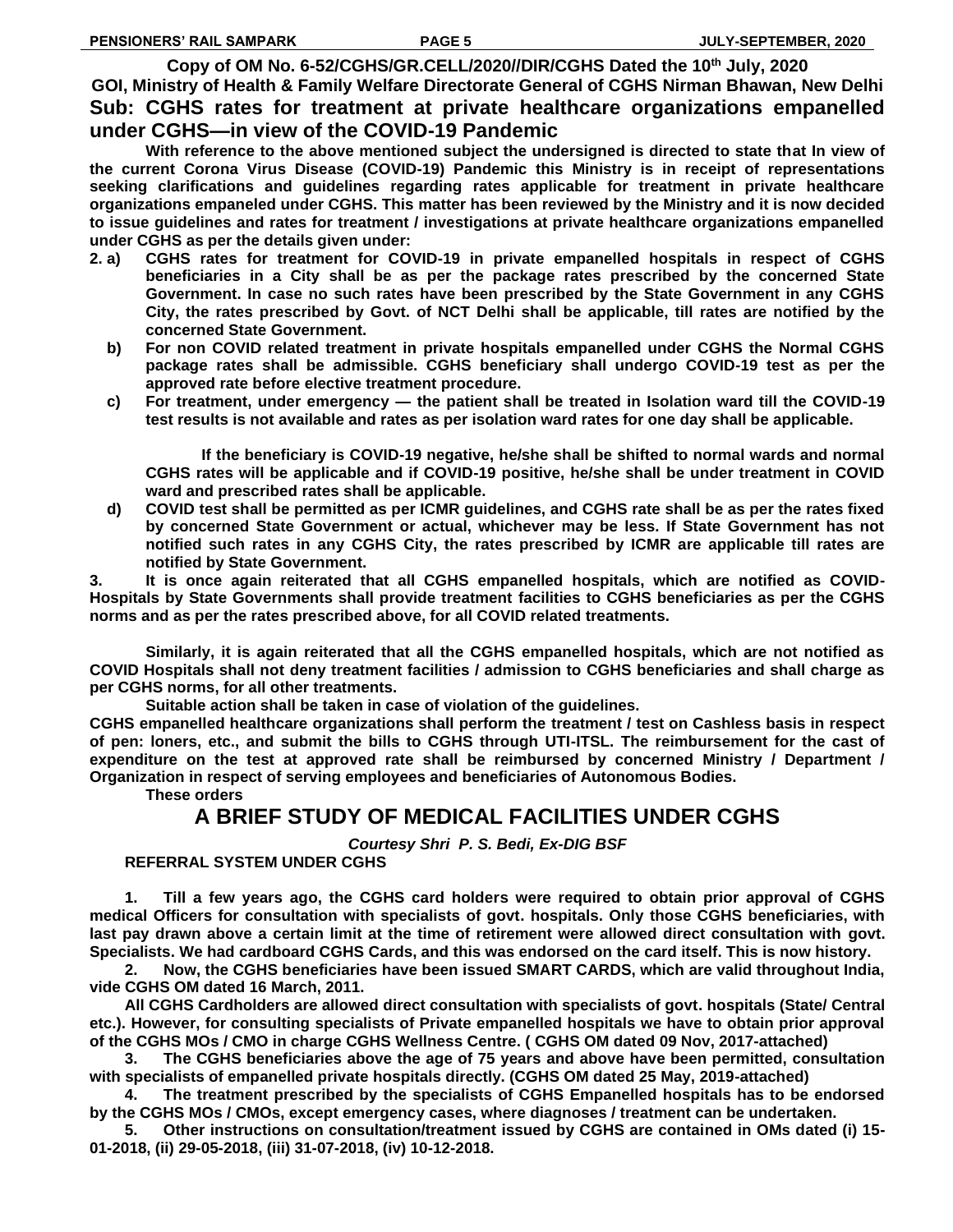**Copy of OM No. 6-52/CGHS/GR.CELL/2020//DIR/CGHS Dated the 10th July, 2020**

**GOI, Ministry of Health & Family Welfare Directorate General of CGHS Nirman Bhawan, New Delhi**

## Sub: CGHS rates for treatment at private healthcare organizations empanelled under CGHS—in view of the COVID-19 Pandemic

**With reference to the above mentioned subject the undersigned is directed to state that In view of the current Corona Virus Disease (COVID-19) Pandemic this Ministry is in receipt of representations seeking clarifications and guidelines regarding rates applicable for treatment in private healthcare organizations empaneled under CGHS. This matter has been reviewed by the Ministry and it is now decided to issue guidelines and rates for treatment / investigations at private healthcare organizations empanelled under CGHS as per the details given under:**

**2. a) CGHS rates for treatment for COVID-19 in private empanelled hospitals in respect of CGHS beneficiaries in a City shall be as per the package rates prescribed by the concerned State Government. In case no such rates have been prescribed by the State Government in any CGHS City, the rates prescribed by Govt. of NCT Delhi shall be applicable, till rates are notified by the concerned State Government.**

**b) For non COVID related treatment in private hospitals empanelled under CGHS the Normal CGHS package rates shall be admissible. CGHS beneficiary shall undergo COVID-19 test as per the approved rate before elective treatment procedure.**

**c) For treatment, under emergency — the patient shall be treated in Isolation ward till the COVID-19 test results is not available and rates as per isolation ward rates for one day shall be applicable.**

**If the beneficiary is COVID-19 negative, he/she shall be shifted to normal wards and normal CGHS rates will be applicable and if COVID-19 positive, he/she shall be under treatment in COVID ward and prescribed rates shall be applicable.**

**d) COVID test shall be permitted as per ICMR guidelines, and CGHS rate shall be as per the rates fixed by concerned State Government or actual, whichever may be less. If State Government has not notified such rates in any CGHS City, the rates prescribed by ICMR are applicable till rates are notified by State Government.**

**3. It is once again reiterated that all CGHS empanelled hospitals, which are notified as COVID-Hospitals by State Governments shall provide treatment facilities to CGHS beneficiaries as per the CGHS norms and as per the rates prescribed above, for all COVID related treatments.**

**Similarly, it is again reiterated that all the CGHS empanelled hospitals, which are not notified as COVID Hospitals shall not deny treatment facilities / admission to CGHS beneficiaries and shall charge as per CGHS norms, for all other treatments.**

**Suitable action shall be taken in case of violation of the guidelines.**

**CGHS empanelled healthcare organizations shall perform the treatment / test on Cashless basis in respect of pen: loners, etc., and submit the bills to CGHS through UTI-ITSL. The reimbursement for the cast of expenditure on the test at approved rate shall be reimbursed by concerned Ministry / Department / Organization in respect of serving employees and beneficiaries of Autonomous Bodies.**

**These orders**

# A BRIEF STUDY OF MEDICAL FACILITIES UNDER CGHS

***Courtesy Shri P. S. Bedi, Ex-DIG BSF***

**REFERRAL SYSTEM UNDER CGHS**

**1. Till a few years ago, the CGHS card holders were required to obtain prior approval of CGHS medical Officers for consultation with specialists of govt. hospitals. Only those CGHS beneficiaries, with last pay drawn above a certain limit at the time of retirement were allowed direct consultation with govt. Specialists. We had cardboard CGHS Cards, and this was endorsed on the card itself. This is now history.**

**2. Now, the CGHS beneficiaries have been issued SMART CARDS, which are valid throughout India, vide CGHS OM dated 16 March, 2011.**

**All CGHS Cardholders are allowed direct consultation with specialists of govt. hospitals (State/ Central etc.). However, for consulting specialists of Private empanelled hospitals we have to obtain prior approval of the CGHS MOs / CMO in charge CGHS Wellness Centre. ( CGHS OM dated 09 Nov, 2017-attached)**

**3. The CGHS beneficiaries above the age of 75 years and above have been permitted, consultation with specialists of empanelled private hospitals directly. (CGHS OM dated 25 May, 2019-attached)**

**4. The treatment prescribed by the specialists of CGHS Empanelled hospitals has to be endorsed by the CGHS MOs / CMOs, except emergency cases, where diagnoses / treatment can be undertaken.**

**5. Other instructions on consultation/treatment issued by CGHS are contained in OMs dated (i) 15-01-2018, (ii) 29-05-2018, (iii) 31-07-2018, (iv) 10-12-2018.**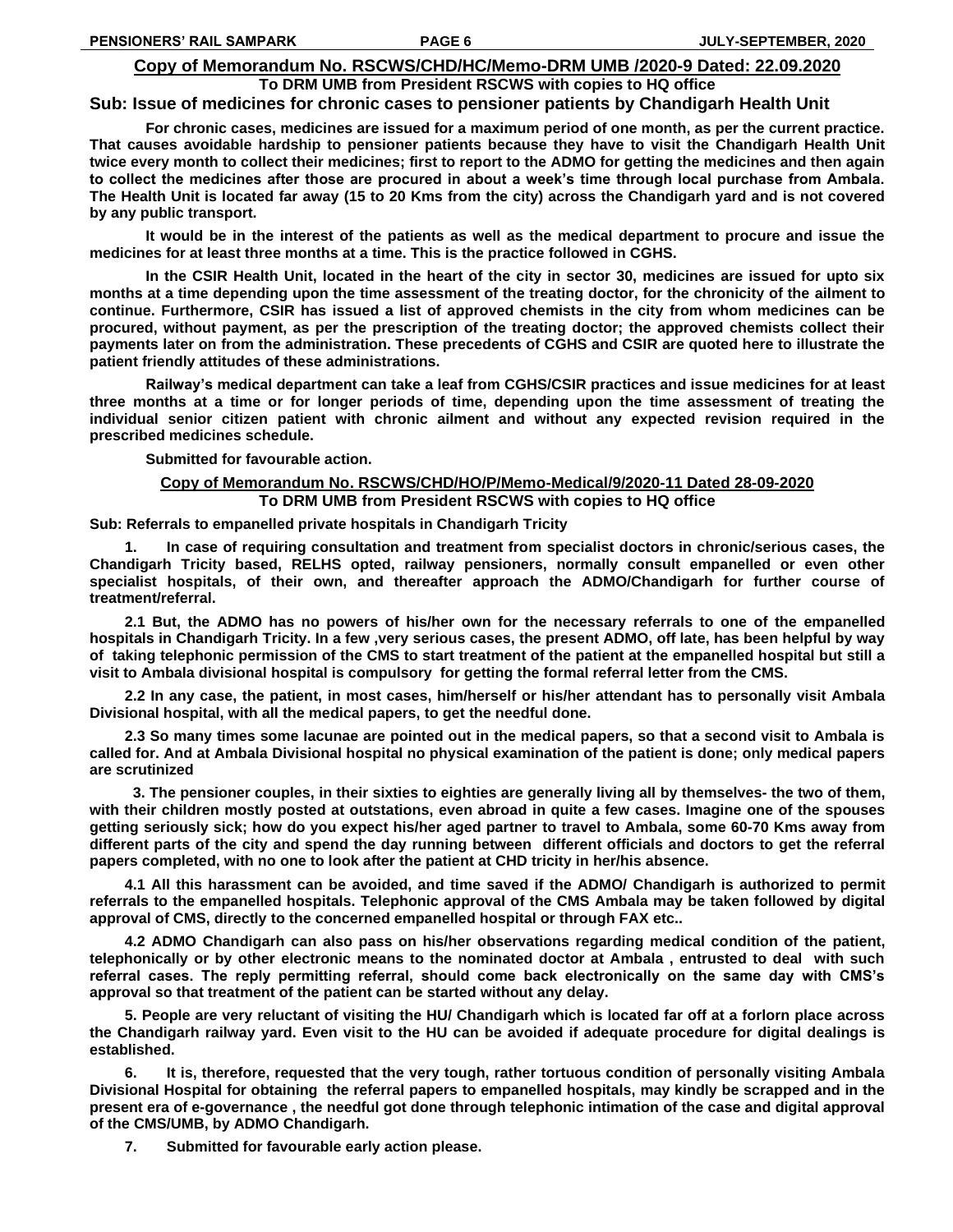## Copy of Memorandum No. RSCWS/CHD/HC/Memo-DRM UMB /2020-9 Dated: 22.09.2020

**To DRM UMB from President RSCWS with copies to HQ office**

### Sub: Issue of medicines for chronic cases to pensioner patients by Chandigarh Health Unit

**For chronic cases, medicines are issued for a maximum period of one month, as per the current practice. That causes avoidable hardship to pensioner patients because they have to visit the Chandigarh Health Unit twice every month to collect their medicines; first to report to the ADMO for getting the medicines and then again to collect the medicines after those are procured in about a week's time through local purchase from Ambala. The Health Unit is located far away (15 to 20 Kms from the city) across the Chandigarh yard and is not covered by any public transport.**

**It would be in the interest of the patients as well as the medical department to procure and issue the medicines for at least three months at a time. This is the practice followed in CGHS.**

**In the CSIR Health Unit, located in the heart of the city in sector 30, medicines are issued for upto six months at a time depending upon the time assessment of the treating doctor, for the chronicity of the ailment to continue. Furthermore, CSIR has issued a list of approved chemists in the city from whom medicines can be procured, without payment, as per the prescription of the treating doctor; the approved chemists collect their payments later on from the administration. These precedents of CGHS and CSIR are quoted here to illustrate the patient friendly attitudes of these administrations.**

**Railway's medical department can take a leaf from CGHS/CSIR practices and issue medicines for at least three months at a time or for longer periods of time, depending upon the time assessment of treating the individual senior citizen patient with chronic ailment and without any expected revision required in the prescribed medicines schedule.**

**Submitted for favourable action.**

## Copy of Memorandum No. RSCWS/CHD/HO/P/Memo-Medical/9/2020-11 Dated 28-09-2020

**To DRM UMB from President RSCWS with copies to HQ office**

**Sub: Referrals to empanelled private hospitals in Chandigarh Tricity**

**1. In case of requiring consultation and treatment from specialist doctors in chronic/serious cases, the Chandigarh Tricity based, RELHS opted, railway pensioners, normally consult empanelled or even other specialist hospitals, of their own, and thereafter approach the ADMO/Chandigarh for further course of treatment/referral.**

**2.1 But, the ADMO has no powers of his/her own for the necessary referrals to one of the empanelled hospitals in Chandigarh Tricity. In a few ,very serious cases, the present ADMO, off late, has been helpful by way of taking telephonic permission of the CMS to start treatment of the patient at the empanelled hospital but still a visit to Ambala divisional hospital is compulsory for getting the formal referral letter from the CMS.**

**2.2 In any case, the patient, in most cases, him/herself or his/her attendant has to personally visit Ambala Divisional hospital, with all the medical papers, to get the needful done.**

**2.3 So many times some lacunae are pointed out in the medical papers, so that a second visit to Ambala is called for. And at Ambala Divisional hospital no physical examination of the patient is done; only medical papers are scrutinized**

**3. The pensioner couples, in their sixties to eighties are generally living all by themselves- the two of them, with their children mostly posted at outstations, even abroad in quite a few cases. Imagine one of the spouses getting seriously sick; how do you expect his/her aged partner to travel to Ambala, some 60-70 Kms away from different parts of the city and spend the day running between different officials and doctors to get the referral papers completed, with no one to look after the patient at CHD tricity in her/his absence.**

**4.1 All this harassment can be avoided, and time saved if the ADMO/ Chandigarh is authorized to permit referrals to the empanelled hospitals. Telephonic approval of the CMS Ambala may be taken followed by digital approval of CMS, directly to the concerned empanelled hospital or through FAX etc..**

**4.2 ADMO Chandigarh can also pass on his/her observations regarding medical condition of the patient, telephonically or by other electronic means to the nominated doctor at Ambala , entrusted to deal with such referral cases. The reply permitting referral, should come back electronically on the same day with CMS's approval so that treatment of the patient can be started without any delay.**

**5. People are very reluctant of visiting the HU/ Chandigarh which is located far off at a forlorn place across the Chandigarh railway yard. Even visit to the HU can be avoided if adequate procedure for digital dealings is established.**

**6. It is, therefore, requested that the very tough, rather tortuous condition of personally visiting Ambala Divisional Hospital for obtaining the referral papers to empanelled hospitals, may kindly be scrapped and in the present era of e-governance , the needful got done through telephonic intimation of the case and digital approval of the CMS/UMB, by ADMO Chandigarh.**

**7. Submitted for favourable early action please.**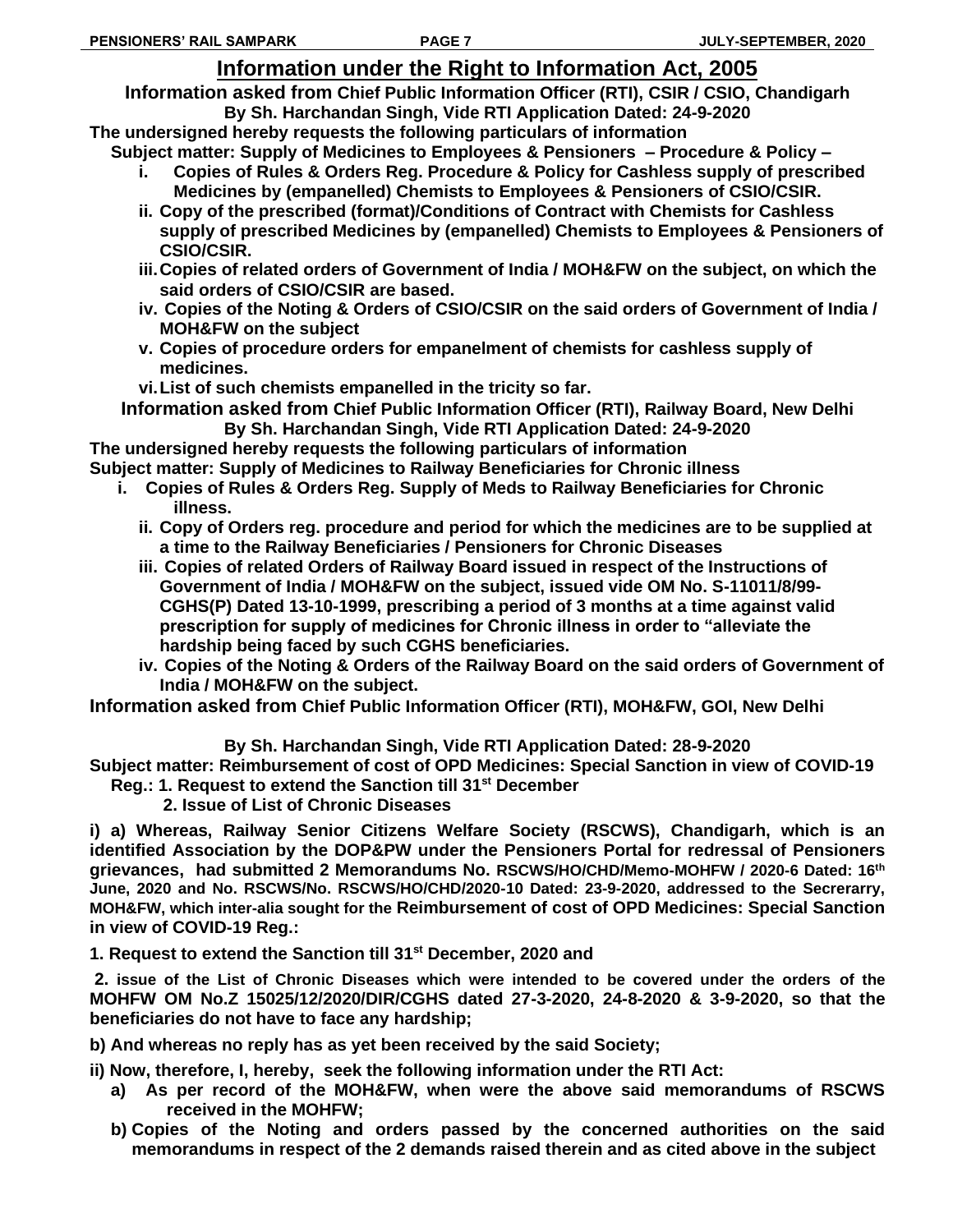# Information under the Right to Information Act, 2005

**Information asked from Chief Public Information Officer (RTI), CSIR / CSIO, Chandigarh**
**By Sh. Harchandan Singh, Vide RTI Application Dated: 24-9-2020**

**The undersigned hereby requests the following particulars of information**

**Subject matter: Supply of Medicines to Employees & Pensioners – Procedure & Policy –**

- **i. Copies of Rules & Orders Reg. Procedure & Policy for Cashless supply of prescribed Medicines by (empanelled) Chemists to Employees & Pensioners of CSIO/CSIR.**
- **ii. Copy of the prescribed (format)/Conditions of Contract with Chemists for Cashless supply of prescribed Medicines by (empanelled) Chemists to Employees & Pensioners of CSIO/CSIR.**
- **iii. Copies of related orders of Government of India / MOH&FW on the subject, on which the said orders of CSIO/CSIR are based.**
- **iv. Copies of the Noting & Orders of CSIO/CSIR on the said orders of Government of India / MOH&FW on the subject**
- **v. Copies of procedure orders for empanelment of chemists for cashless supply of medicines.**
- **vi. List of such chemists empanelled in the tricity so far.**

**Information asked from Chief Public Information Officer (RTI), Railway Board, New Delhi**
**By Sh. Harchandan Singh, Vide RTI Application Dated: 24-9-2020**

**The undersigned hereby requests the following particulars of information**

**Subject matter: Supply of Medicines to Railway Beneficiaries for Chronic illness**

- **i. Copies of Rules & Orders Reg. Supply of Meds to Railway Beneficiaries for Chronic illness.**
- **ii. Copy of Orders reg. procedure and period for which the medicines are to be supplied at a time to the Railway Beneficiaries / Pensioners for Chronic Diseases**
- **iii. Copies of related Orders of Railway Board issued in respect of the Instructions of Government of India / MOH&FW on the subject, issued vide OM No. S-11011/8/99-CGHS(P) Dated 13-10-1999, prescribing a period of 3 months at a time against valid prescription for supply of medicines for Chronic illness in order to "alleviate the hardship being faced by such CGHS beneficiaries.**
- **iv. Copies of the Noting & Orders of the Railway Board on the said orders of Government of India / MOH&FW on the subject.**

**Information asked from Chief Public Information Officer (RTI), MOH&FW, GOI, New Delhi**

**By Sh. Harchandan Singh, Vide RTI Application Dated: 28-9-2020**

**Subject matter: Reimbursement of cost of OPD Medicines: Special Sanction in view of COVID-19**
**Reg.: 1. Request to extend the Sanction till 31st December**
**2. Issue of List of Chronic Diseases**

**i) a) Whereas, Railway Senior Citizens Welfare Society (RSCWS), Chandigarh, which is an identified Association by the DOP&PW under the Pensioners Portal for redressal of Pensioners grievances, had submitted 2 Memorandums No. RSCWS/HO/CHD/Memo-MOHFW / 2020-6 Dated: 16th June, 2020 and No. RSCWS/No. RSCWS/HO/CHD/2020-10 Dated: 23-9-2020, addressed to the Secrerarry, MOH&FW, which inter-alia sought for the Reimbursement of cost of OPD Medicines: Special Sanction in view of COVID-19 Reg.:**

**1. Request to extend the Sanction till 31st December, 2020 and**

**2. issue of the List of Chronic Diseases which were intended to be covered under the orders of the MOHFW OM No.Z 15025/12/2020/DIR/CGHS dated 27-3-2020, 24-8-2020 & 3-9-2020, so that the beneficiaries do not have to face any hardship;**

**b) And whereas no reply has as yet been received by the said Society;**

**ii) Now, therefore, I, hereby, seek the following information under the RTI Act:**

- **a) As per record of the MOH&FW, when were the above said memorandums of RSCWS received in the MOHFW;**
- **b) Copies of the Noting and orders passed by the concerned authorities on the said memorandums in respect of the 2 demands raised therein and as cited above in the subject**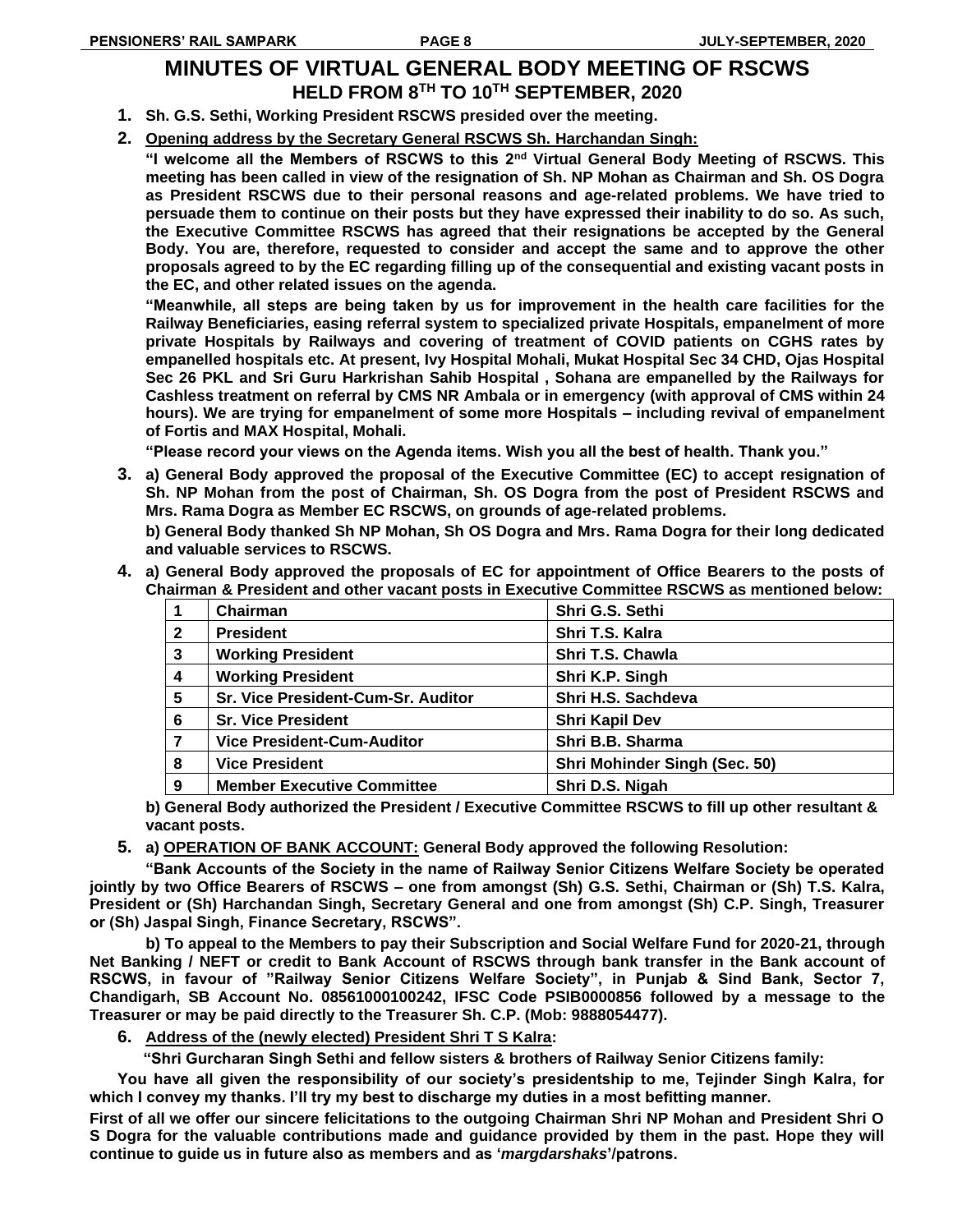# MINUTES OF VIRTUAL GENERAL BODY MEETING OF RSCWS

## HELD FROM 8TH TO 10TH SEPTEMBER, 2020

1. **Sh. G.S. Sethi, Working President RSCWS presided over the meeting.**

2. **Opening address by the Secretary General RSCWS Sh. Harchandan Singh:**

   **"I welcome all the Members of RSCWS to this 2nd Virtual General Body Meeting of RSCWS. This meeting has been called in view of the resignation of Sh. NP Mohan as Chairman and Sh. OS Dogra as President RSCWS due to their personal reasons and age-related problems. We have tried to persuade them to continue on their posts but they have expressed their inability to do so. As such, the Executive Committee RSCWS has agreed that their resignations be accepted by the General Body. You are, therefore, requested to consider and accept the same and to approve the other proposals agreed to by the EC regarding filling up of the consequential and existing vacant posts in the EC, and other related issues on the agenda.**

   **"Meanwhile, all steps are being taken by us for improvement in the health care facilities for the Railway Beneficiaries, easing referral system to specialized private Hospitals, empanelment of more private Hospitals by Railways and covering of treatment of COVID patients on CGHS rates by empanelled hospitals etc. At present, Ivy Hospital Mohali, Mukat Hospital Sec 34 CHD, Ojas Hospital Sec 26 PKL and Sri Guru Harkrishan Sahib Hospital , Sohana are empanelled by the Railways for Cashless treatment on referral by CMS NR Ambala or in emergency (with approval of CMS within 24 hours). We are trying for empanelment of some more Hospitals – including revival of empanelment of Fortis and MAX Hospital, Mohali.**

   **"Please record your views on the Agenda items. Wish you all the best of health. Thank you."**

3. **a) General Body approved the proposal of the Executive Committee (EC) to accept resignation of Sh. NP Mohan from the post of Chairman, Sh. OS Dogra from the post of President RSCWS and Mrs. Rama Dogra as Member EC RSCWS, on grounds of age-related problems.**

   **b) General Body thanked Sh NP Mohan, Sh OS Dogra and Mrs. Rama Dogra for their long dedicated and valuable services to RSCWS.**

4. **a) General Body approved the proposals of EC for appointment of Office Bearers to the posts of Chairman & President and other vacant posts in Executive Committee RSCWS as mentioned below:**

| | | |
|---|---|---|
| 1 | Chairman | Shri G.S. Sethi |
| 2 | President | Shri T.S. Kalra |
| 3 | Working President | Shri T.S. Chawla |
| 4 | Working President | Shri K.P. Singh |
| 5 | Sr. Vice President-Cum-Sr. Auditor | Shri H.S. Sachdeva |
| 6 | Sr. Vice President | Shri Kapil Dev |
| 7 | Vice President-Cum-Auditor | Shri B.B. Sharma |
| 8 | Vice President | Shri Mohinder Singh (Sec. 50) |
| 9 | Member Executive Committee | Shri D.S. Nigah |

   **b) General Body authorized the President / Executive Committee RSCWS to fill up other resultant & vacant posts.**

5. **a) OPERATION OF BANK ACCOUNT: General Body approved the following Resolution:**

   **"Bank Accounts of the Society in the name of Railway Senior Citizens Welfare Society be operated jointly by two Office Bearers of RSCWS – one from amongst (Sh) G.S. Sethi, Chairman or (Sh) T.S. Kalra, President or (Sh) Harchandan Singh, Secretary General and one from amongst (Sh) C.P. Singh, Treasurer or (Sh) Jaspal Singh, Finance Secretary, RSCWS".**

   **b) To appeal to the Members to pay their Subscription and Social Welfare Fund for 2020-21, through Net Banking / NEFT or credit to Bank Account of RSCWS through bank transfer in the Bank account of RSCWS, in favour of "Railway Senior Citizens Welfare Society", in Punjab & Sind Bank, Sector 7, Chandigarh, SB Account No. 08561000100242, IFSC Code PSIB0000856 followed by a message to the Treasurer or may be paid directly to the Treasurer Sh. C.P. (Mob: 9888054477).**

6. **Address of the (newly elected) President Shri T S Kalra:**

   **"Shri Gurcharan Singh Sethi and fellow sisters & brothers of Railway Senior Citizens family:**

**You have all given the responsibility of our society's presidentship to me, Tejinder Singh Kalra, for which I convey my thanks. I'll try my best to discharge my duties in a most befitting manner.**

**First of all we offer our sincere felicitations to the outgoing Chairman Shri NP Mohan and President Shri O S Dogra for the valuable contributions made and guidance provided by them in the past. Hope they will continue to guide us in future also as members and as '*margdarshaks*'/patrons.**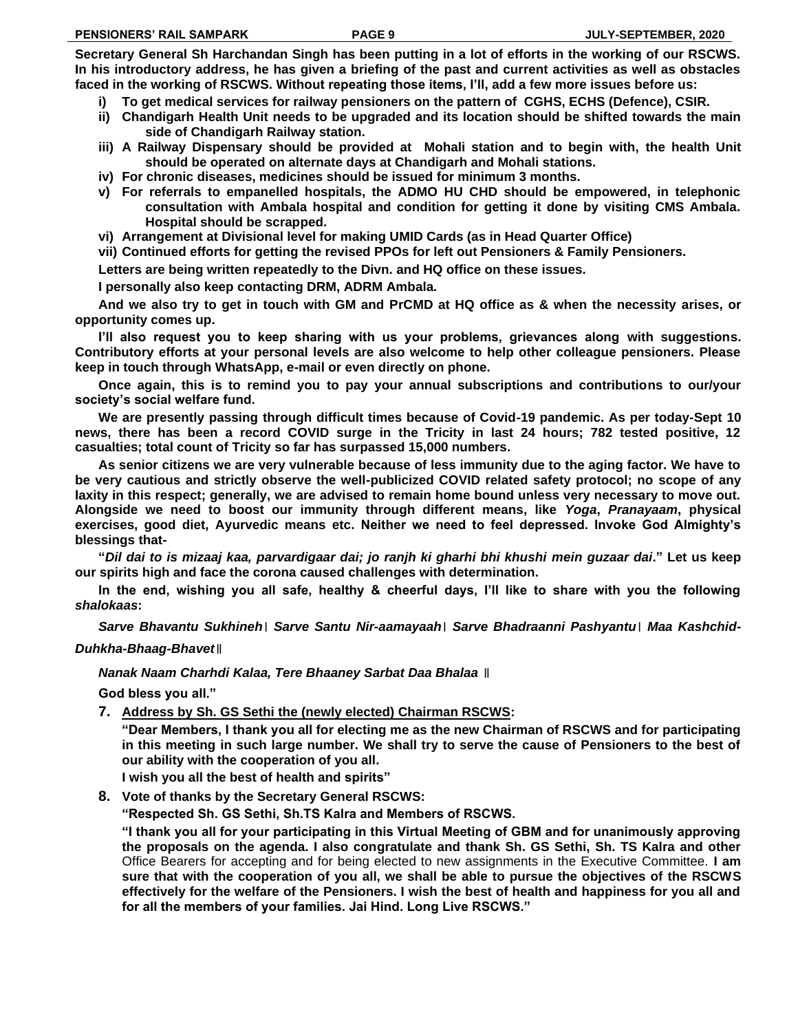**Secretary General Sh Harchandan Singh has been putting in a lot of efforts in the working of our RSCWS. In his introductory address, he has given a briefing of the past and current activities as well as obstacles faced in the working of RSCWS. Without repeating those items, I'll, add a few more issues before us:**

i) **To get medical services for railway pensioners on the pattern of CGHS, ECHS (Defence), CSIR.**
ii) **Chandigarh Health Unit needs to be upgraded and its location should be shifted towards the main side of Chandigarh Railway station.**
iii) **A Railway Dispensary should be provided at Mohali station and to begin with, the health Unit should be operated on alternate days at Chandigarh and Mohali stations.**
iv) **For chronic diseases, medicines should be issued for minimum 3 months.**
v) **For referrals to empanelled hospitals, the ADMO HU CHD should be empowered, in telephonic consultation with Ambala hospital and condition for getting it done by visiting CMS Ambala. Hospital should be scrapped.**
vi) **Arrangement at Divisional level for making UMID Cards (as in Head Quarter Office)**
vii) **Continued efforts for getting the revised PPOs for left out Pensioners & Family Pensioners.**

**Letters are being written repeatedly to the Divn. and HQ office on these issues.**

**I personally also keep contacting DRM, ADRM Ambala.**

**And we also try to get in touch with GM and PrCMD at HQ office as & when the necessity arises, or opportunity comes up.**

**I'll also request you to keep sharing with us your problems, grievances along with suggestions. Contributory efforts at your personal levels are also welcome to help other colleague pensioners. Please keep in touch through WhatsApp, e-mail or even directly on phone.**

**Once again, this is to remind you to pay your annual subscriptions and contributions to our/your society's social welfare fund.**

**We are presently passing through difficult times because of Covid-19 pandemic. As per today-Sept 10 news, there has been a record COVID surge in the Tricity in last 24 hours; 782 tested positive, 12 casualties; total count of Tricity so far has surpassed 15,000 numbers.**

**As senior citizens we are very vulnerable because of less immunity due to the aging factor. We have to be very cautious and strictly observe the well-publicized COVID related safety protocol; no scope of any laxity in this respect; generally, we are advised to remain home bound unless very necessary to move out. Alongside we need to boost our immunity through different means, like *Yoga*, *Pranayaam*, physical exercises, good diet, Ayurvedic means etc. Neither we need to feel depressed. Invoke God Almighty's blessings that-**

**"*Dil dai to is mizaaj kaa, parvardigaar dai; jo ranjh ki gharhi bhi khushi mein guzaar dai*." Let us keep our spirits high and face the corona caused challenges with determination.**

**In the end, wishing you all safe, healthy & cheerful days, I'll like to share with you the following *shalokaas*:**

***Sarve Bhavantu Sukhineh* । *Sarve Santu Nir-aamayaah* । *Sarve Bhadraanni Pashyantu* । *Maa Kashchid-Duhkha-Bhaag-Bhavet* ॥**

***Nanak Naam Charhdi Kalaa, Tere Bhaaney Sarbat Daa Bhalaa* ॥**

**God bless you all."**

7. **<u>Address by Sh. GS Sethi the (newly elected) Chairman RSCWS</u>:**

   **"Dear Members, I thank you all for electing me as the new Chairman of RSCWS and for participating in this meeting in such large number. We shall try to serve the cause of Pensioners to the best of our ability with the cooperation of you all.**

   **I wish you all the best of health and spirits"**

8. **Vote of thanks by the Secretary General RSCWS:**

   **"Respected Sh. GS Sethi, Sh.TS Kalra and Members of RSCWS.**

   **"I thank you all for your participating in this Virtual Meeting of GBM and for unanimously approving the proposals on the agenda. I also congratulate and thank Sh. GS Sethi, Sh. TS Kalra and other** Office Bearers for accepting and for being elected to new assignments in the Executive Committee. **I am sure that with the cooperation of you all, we shall be able to pursue the objectives of the RSCWS effectively for the welfare of the Pensioners. I wish the best of health and happiness for you all and for all the members of your families. Jai Hind. Long Live RSCWS."**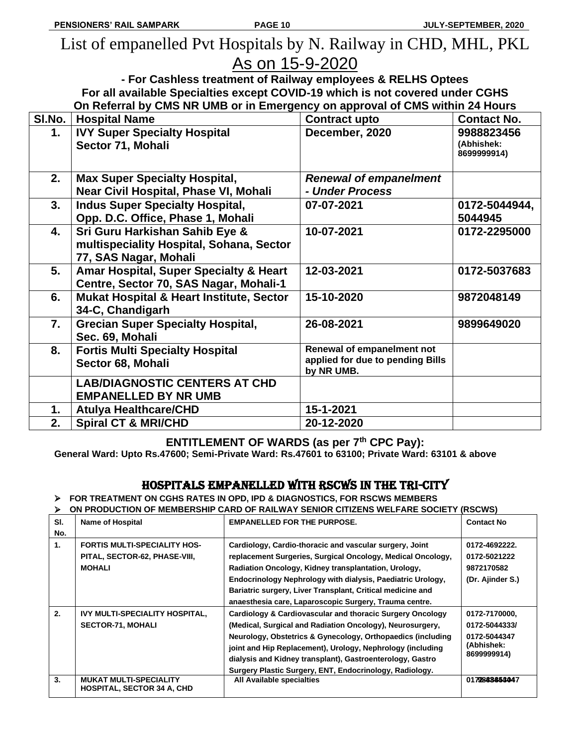# List of empanelled Pvt Hospitals by N. Railway in CHD, MHL, PKL

## As on 15-9-2020

**- For Cashless treatment of Railway employees & RELHS Optees**
**For all available Specialties except COVID-19 which is not covered under CGHS**
**On Referral by CMS NR UMB or in Emergency on approval of CMS within 24 Hours**

| Sl.No. | Hospital Name | Contract upto | Contact No. |
|---|---|---|---|
| **1.** | **IVY Super Specialty Hospital Sector 71, Mohali** | **December, 2020** | **9988823456 (Abhishek: 8699999914)** |
| **2.** | **Max Super Specialty Hospital, Near Civil Hospital, Phase VI, Mohali** | ***Renewal of empanelment - Under Process*** | |
| **3.** | **Indus Super Specialty Hospital, Opp. D.C. Office, Phase 1, Mohali** | **07-07-2021** | **0172-5044944, 5044945** |
| **4.** | **Sri Guru Harkishan Sahib Eye & multispeciality Hospital, Sohana, Sector 77, SAS Nagar, Mohali** | **10-07-2021** | **0172-2295000** |
| **5.** | **Amar Hospital, Super Specialty & Heart Centre, Sector 70, SAS Nagar, Mohali-1** | **12-03-2021** | **0172-5037683** |
| **6.** | **Mukat Hospital & Heart Institute, Sector 34-C, Chandigarh** | **15-10-2020** | **9872048149** |
| **7.** | **Grecian Super Specialty Hospital, Sec. 69, Mohali** | **26-08-2021** | **9899649020** |
| **8.** | **Fortis Multi Specialty Hospital Sector 68, Mohali** | **Renewal of empanelment not applied for due to pending Bills by NR UMB.** | |
| | **LAB/DIAGNOSTIC CENTERS AT CHD EMPANELLED BY NR UMB** | | |
| **1.** | **Atulya Healthcare/CHD** | **15-1-2021** | |
| **2.** | **Spiral CT & MRI/CHD** | **20-12-2020** | |

**ENTITLEMENT OF WARDS (as per 7th CPC Pay):**

**General Ward: Upto Rs.47600; Semi-Private Ward: Rs.47601 to 63100; Private Ward: 63101 & above**

## HOSPITALS EMPANELLED WITH RSCWS IN THE TRI-CITY

- **FOR TREATMENT ON CGHS RATES IN OPD, IPD & DIAGNOSTICS, FOR RSCWS MEMBERS**
- **ON PRODUCTION OF MEMBERSHIP CARD OF RAILWAY SENIOR CITIZENS WELFARE SOCIETY (RSCWS)**

| Sl. No. | Name of Hospital | EMPANELLED FOR THE PURPOSE. | Contact No |
|---|---|---|---|
| **1.** | **FORTIS MULTI-SPECIALITY HOSPITAL, SECTOR-62, PHASE-VIII, MOHALI** | **Cardiology, Cardio-thoracic and vascular surgery, Joint replacement Surgeries, Surgical Oncology, Medical Oncology, Radiation Oncology, Kidney transplantation, Urology, Endocrinology Nephrology with dialysis, Paediatric Urology, Bariatric surgery, Liver Transplant, Critical medicine and anaesthesia care, Laparoscopic Surgery, Trauma centre.** | **0172-4692222. 0172-5021222 9872170582 (Dr. Ajinder S.)** |
| **2.** | **IVY MULTI-SPECIALITY HOSPITAL, SECTOR-71, MOHALI** | **Cardiology & Cardiovascular and thoracic Surgery Oncology (Medical, Surgical and Radiation Oncology), Neurosurgery, Neurology, Obstetrics & Gynecology, Orthopaedics (including joint and Hip Replacement), Urology, Nephrology (including dialysis and Kidney transplant), Gastroenterology, Gastro Surgery Plastic Surgery, ENT, Endocrinology, Radiology.** | **0172-7170000, 0172-5044333/ 0172-5044347 (Abhishek: 8699999914)** |
| **3.** | **MUKAT MULTI-SPECIALITY HOSPITAL, SECTOR 34 A, CHD** | **All Available specialties** | **0172-4344444 / 9872048047** |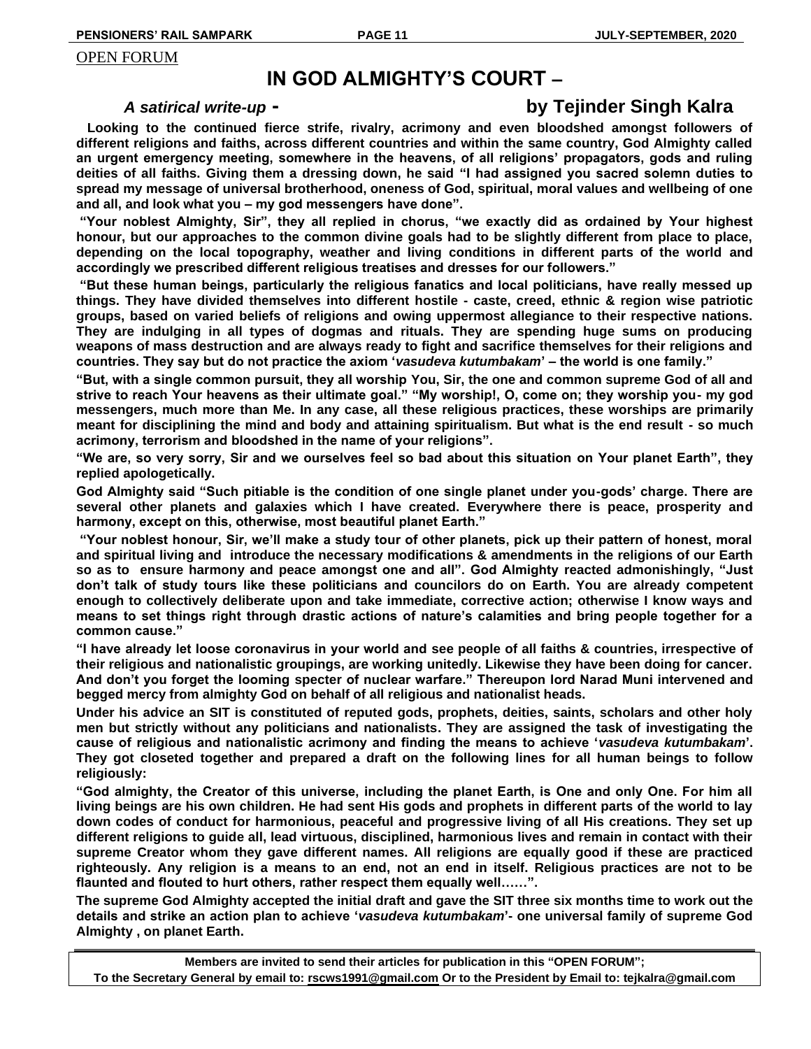OPEN FORUM

# IN GOD ALMIGHTY'S COURT –

***A satirical write-up -*** **by Tejinder Singh Kalra**

**Looking to the continued fierce strife, rivalry, acrimony and even bloodshed amongst followers of different religions and faiths, across different countries and within the same country, God Almighty called an urgent emergency meeting, somewhere in the heavens, of all religions' propagators, gods and ruling deities of all faiths. Giving them a dressing down, he said "I had assigned you sacred solemn duties to spread my message of universal brotherhood, oneness of God, spiritual, moral values and wellbeing of one and all, and look what you – my god messengers have done".**

**"Your noblest Almighty, Sir", they all replied in chorus, "we exactly did as ordained by Your highest honour, but our approaches to the common divine goals had to be slightly different from place to place, depending on the local topography, weather and living conditions in different parts of the world and accordingly we prescribed different religious treatises and dresses for our followers."**

**"But these human beings, particularly the religious fanatics and local politicians, have really messed up things. They have divided themselves into different hostile - caste, creed, ethnic & region wise patriotic groups, based on varied beliefs of religions and owing uppermost allegiance to their respective nations. They are indulging in all types of dogmas and rituals. They are spending huge sums on producing weapons of mass destruction and are always ready to fight and sacrifice themselves for their religions and countries. They say but do not practice the axiom '*vasudeva kutumbakam*' – the world is one family."**

**"But, with a single common pursuit, they all worship You, Sir, the one and common supreme God of all and strive to reach Your heavens as their ultimate goal." "My worship!, O, come on; they worship you- my god messengers, much more than Me. In any case, all these religious practices, these worships are primarily meant for disciplining the mind and body and attaining spiritualism. But what is the end result - so much acrimony, terrorism and bloodshed in the name of your religions".**

**"We are, so very sorry, Sir and we ourselves feel so bad about this situation on Your planet Earth", they replied apologetically.**

**God Almighty said "Such pitiable is the condition of one single planet under you-gods' charge. There are several other planets and galaxies which I have created. Everywhere there is peace, prosperity and harmony, except on this, otherwise, most beautiful planet Earth."**

**"Your noblest honour, Sir, we'll make a study tour of other planets, pick up their pattern of honest, moral and spiritual living and introduce the necessary modifications & amendments in the religions of our Earth so as to ensure harmony and peace amongst one and all". God Almighty reacted admonishingly, "Just don't talk of study tours like these politicians and councilors do on Earth. You are already competent enough to collectively deliberate upon and take immediate, corrective action; otherwise I know ways and means to set things right through drastic actions of nature's calamities and bring people together for a common cause."**

**"I have already let loose coronavirus in your world and see people of all faiths & countries, irrespective of their religious and nationalistic groupings, are working unitedly. Likewise they have been doing for cancer. And don't you forget the looming specter of nuclear warfare." Thereupon lord Narad Muni intervened and begged mercy from almighty God on behalf of all religious and nationalist heads.**

**Under his advice an SIT is constituted of reputed gods, prophets, deities, saints, scholars and other holy men but strictly without any politicians and nationalists. They are assigned the task of investigating the cause of religious and nationalistic acrimony and finding the means to achieve '*vasudeva kutumbakam*'. They got closeted together and prepared a draft on the following lines for all human beings to follow religiously:**

**"God almighty, the Creator of this universe, including the planet Earth, is One and only One. For him all living beings are his own children. He had sent His gods and prophets in different parts of the world to lay down codes of conduct for harmonious, peaceful and progressive living of all His creations. They set up different religions to guide all, lead virtuous, disciplined, harmonious lives and remain in contact with their supreme Creator whom they gave different names. All religions are equally good if these are practiced righteously. Any religion is a means to an end, not an end in itself. Religious practices are not to be flaunted and flouted to hurt others, rather respect them equally well……".**

**The supreme God Almighty accepted the initial draft and gave the SIT three six months time to work out the details and strike an action plan to achieve '*vasudeva kutumbakam*'- one universal family of supreme God Almighty , on planet Earth.**

---

**Members are invited to send their articles for publication in this "OPEN FORUM";**
**To the Secretary General by email to: rscws1991@gmail.com Or to the President by Email to: tejkalra@gmail.com**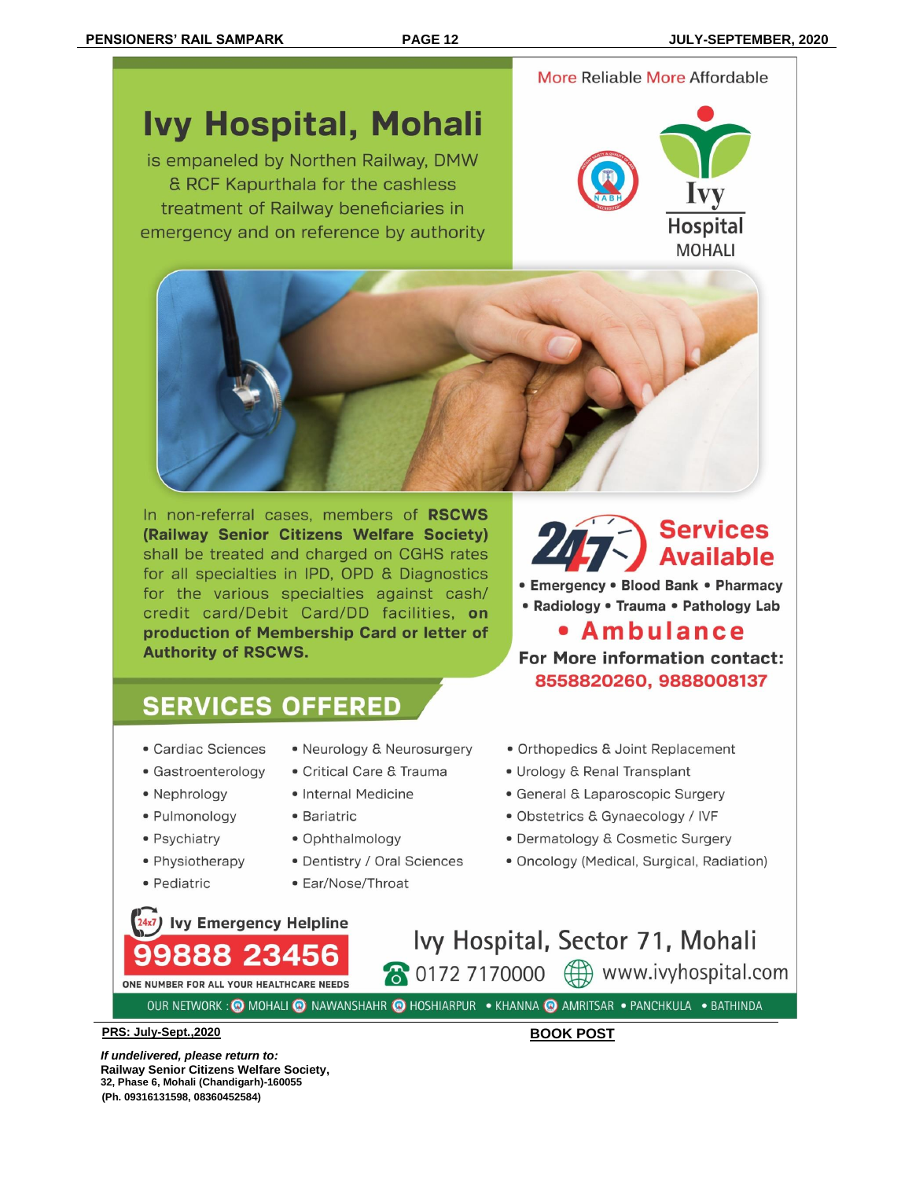More Reliable More Affordable

# Ivy Hospital, Mohali

is empaneled by Northen Railway, DMW & RCF Kapurthala for the cashless treatment of Railway beneficiaries in emergency and on reference by authority

Ivy Hospital MOHALI

In non-referral cases, members of **RSCWS (Railway Senior Citizens Welfare Society)** shall be treated and charged on CGHS rates for all specialties in IPD, OPD & Diagnostics for the various specialties against cash/ credit card/Debit Card/DD facilities, **on production of Membership Card or letter of Authority of RSCWS.**

**24/7 Services Available**

- **Emergency** • **Blood Bank** • **Pharmacy**
- **Radiology** • **Trauma** • **Pathology Lab**
- **Ambulance**

**For More information contact:**
**8558820260, 9888008137**

## SERVICES OFFERED

- Cardiac Sciences
- Gastroenterology
- Nephrology
- Pulmonology
- Psychiatry
- Physiotherapy
- Pediatric
- Neurology & Neurosurgery
- Critical Care & Trauma
- Internal Medicine
- Bariatric
- Ophthalmology
- Dentistry / Oral Sciences
- Ear/Nose/Throat
- Orthopedics & Joint Replacement
- Urology & Renal Transplant
- General & Laparoscopic Surgery
- Obstetrics & Gynaecology / IVF
- Dermatology & Cosmetic Surgery
- Oncology (Medical, Surgical, Radiation)

24x7 **Ivy Emergency Helpline**

**99888 23456**

ONE NUMBER FOR ALL YOUR HEALTHCARE NEEDS

Ivy Hospital, Sector 71, Mohali

0172 7170000 www.ivyhospital.com

OUR NETWORK : MOHALI NAWANSHAHR HOSHIARPUR • KHANNA AMRITSAR • PANCHKULA • BATHINDA

**PRS: July-Sept.,2020**

**BOOK POST**

***If undelivered, please return to:***
**Railway Senior Citizens Welfare Society,**
**32, Phase 6, Mohali (Chandigarh)-160055**
**(Ph. 09316131598, 08360452584)**